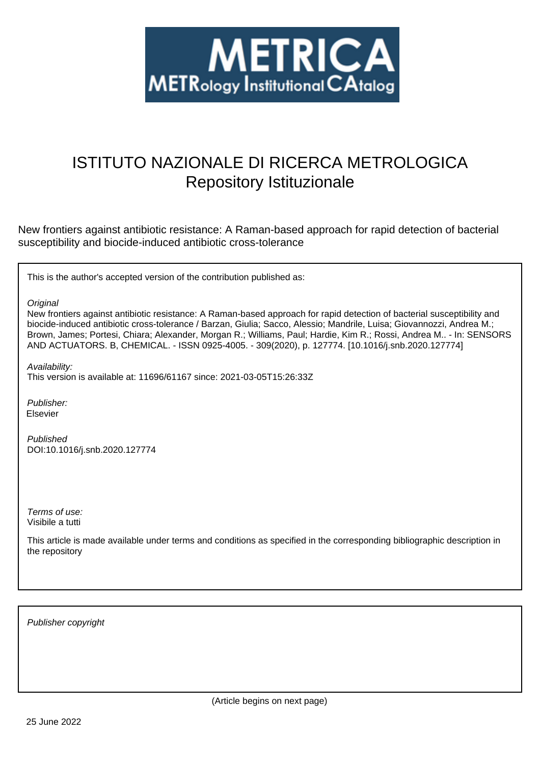# ISTITUTO NAZIONALE DI RICERCA METROLOGICA
## Repository Istituzionale

New frontiers against antibiotic resistance: A Raman-based approach for rapid detection of bacterial susceptibility and biocide-induced antibiotic cross-tolerance

This is the author's accepted version of the contribution published as:

*Original*

New frontiers against antibiotic resistance: A Raman-based approach for rapid detection of bacterial susceptibility and biocide-induced antibiotic cross-tolerance / Barzan, Giulia; Sacco, Alessio; Mandrile, Luisa; Giovannozzi, Andrea M.; Brown, James; Portesi, Chiara; Alexander, Morgan R.; Williams, Paul; Hardie, Kim R.; Rossi, Andrea M.. - In: SENSORS AND ACTUATORS. B, CHEMICAL. - ISSN 0925-4005. - 309(2020), p. 127774. [10.1016/j.snb.2020.127774]

*Availability:*

This version is available at: 11696/61167 since: 2021-03-05T15:26:33Z

*Publisher:*

Elsevier

*Published*

DOI:10.1016/j.snb.2020.127774

*Terms of use:*

Visibile a tutti

This article is made available under terms and conditions as specified in the corresponding bibliographic description in the repository

*Publisher copyright*

(Article begins on next page)

25 June 2022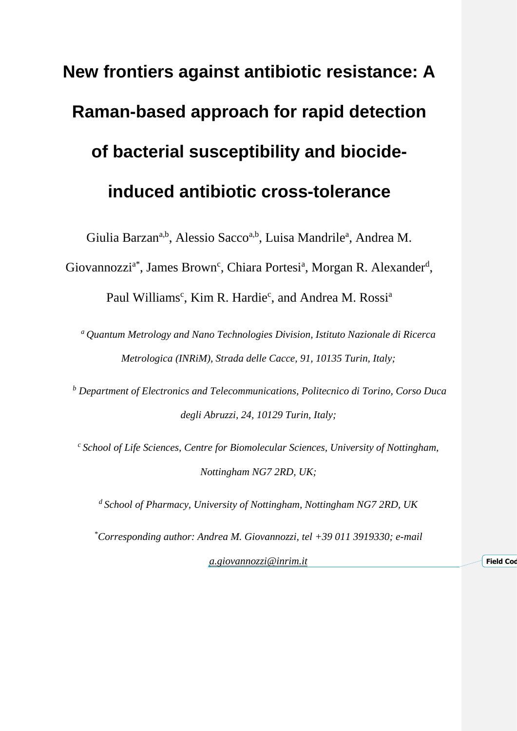# New frontiers against antibiotic resistance: A Raman-based approach for rapid detection of bacterial susceptibility and biocide-induced antibiotic cross-tolerance

Giulia Barzan[a,b], Alessio Sacco[a,b], Luisa Mandrile[a], Andrea M. Giovannozzi[a*], James Brown[c], Chiara Portesi[a], Morgan R. Alexander[d], Paul Williams[c], Kim R. Hardie[c], and Andrea M. Rossi[a]

[a] *Quantum Metrology and Nano Technologies Division, Istituto Nazionale di Ricerca Metrologica (INRiM), Strada delle Cacce, 91, 10135 Turin, Italy;*

[b] *Department of Electronics and Telecommunications, Politecnico di Torino, Corso Duca degli Abruzzi, 24, 10129 Turin, Italy;*

[c] *School of Life Sciences, Centre for Biomolecular Sciences, University of Nottingham, Nottingham NG7 2RD, UK;*

[d] *School of Pharmacy, University of Nottingham, Nottingham NG7 2RD, UK*

[*] *Corresponding author: Andrea M. Giovannozzi, tel +39 011 3919330; e-mail a.giovannozzi@inrim.it*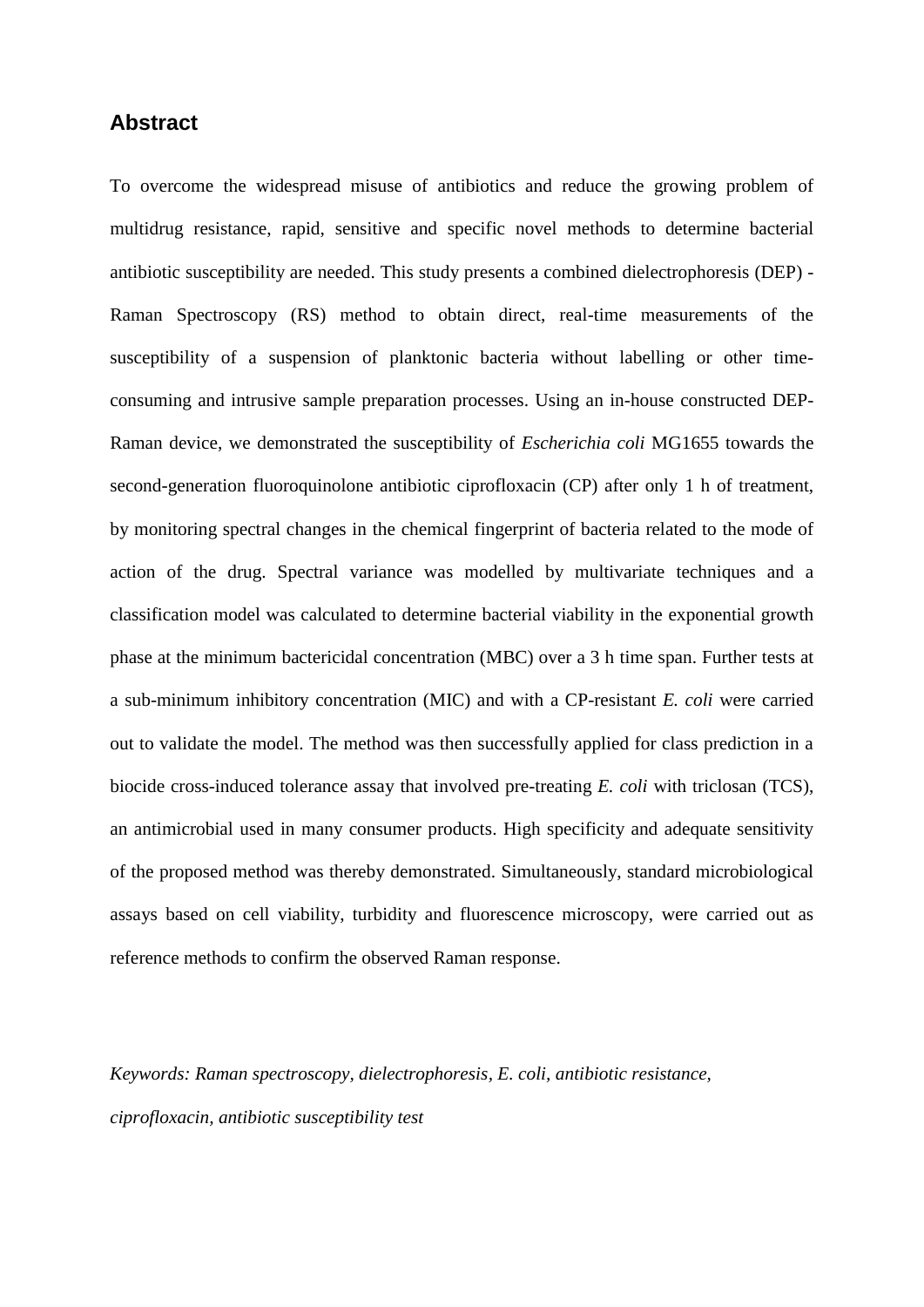## Abstract

To overcome the widespread misuse of antibiotics and reduce the growing problem of multidrug resistance, rapid, sensitive and specific novel methods to determine bacterial antibiotic susceptibility are needed. This study presents a combined dielectrophoresis (DEP) - Raman Spectroscopy (RS) method to obtain direct, real-time measurements of the susceptibility of a suspension of planktonic bacteria without labelling or other time-consuming and intrusive sample preparation processes. Using an in-house constructed DEP-Raman device, we demonstrated the susceptibility of *Escherichia coli* MG1655 towards the second-generation fluoroquinolone antibiotic ciprofloxacin (CP) after only 1 h of treatment, by monitoring spectral changes in the chemical fingerprint of bacteria related to the mode of action of the drug. Spectral variance was modelled by multivariate techniques and a classification model was calculated to determine bacterial viability in the exponential growth phase at the minimum bactericidal concentration (MBC) over a 3 h time span. Further tests at a sub-minimum inhibitory concentration (MIC) and with a CP-resistant *E. coli* were carried out to validate the model. The method was then successfully applied for class prediction in a biocide cross-induced tolerance assay that involved pre-treating *E. coli* with triclosan (TCS), an antimicrobial used in many consumer products. High specificity and adequate sensitivity of the proposed method was thereby demonstrated. Simultaneously, standard microbiological assays based on cell viability, turbidity and fluorescence microscopy, were carried out as reference methods to confirm the observed Raman response.

*Keywords: Raman spectroscopy, dielectrophoresis, E. coli, antibiotic resistance, ciprofloxacin, antibiotic susceptibility test*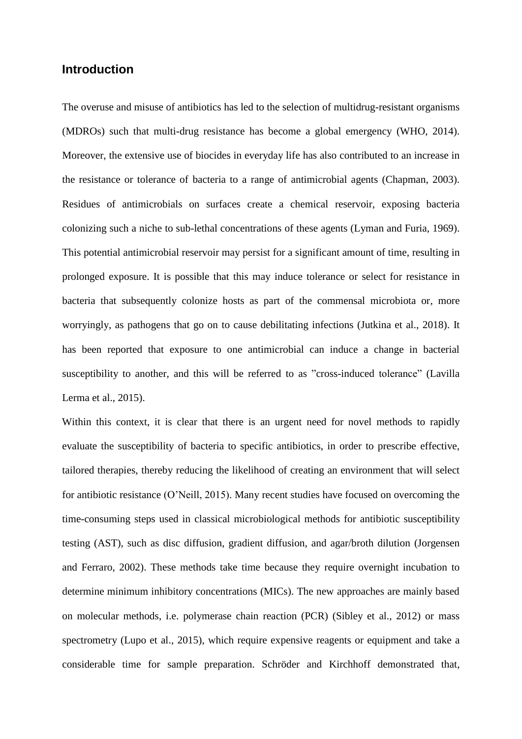## Introduction

The overuse and misuse of antibiotics has led to the selection of multidrug-resistant organisms (MDROs) such that multi-drug resistance has become a global emergency (WHO, 2014). Moreover, the extensive use of biocides in everyday life has also contributed to an increase in the resistance or tolerance of bacteria to a range of antimicrobial agents (Chapman, 2003). Residues of antimicrobials on surfaces create a chemical reservoir, exposing bacteria colonizing such a niche to sub-lethal concentrations of these agents (Lyman and Furia, 1969). This potential antimicrobial reservoir may persist for a significant amount of time, resulting in prolonged exposure. It is possible that this may induce tolerance or select for resistance in bacteria that subsequently colonize hosts as part of the commensal microbiota or, more worryingly, as pathogens that go on to cause debilitating infections (Jutkina et al., 2018). It has been reported that exposure to one antimicrobial can induce a change in bacterial susceptibility to another, and this will be referred to as "cross-induced tolerance" (Lavilla Lerma et al., 2015).

Within this context, it is clear that there is an urgent need for novel methods to rapidly evaluate the susceptibility of bacteria to specific antibiotics, in order to prescribe effective, tailored therapies, thereby reducing the likelihood of creating an environment that will select for antibiotic resistance (O'Neill, 2015). Many recent studies have focused on overcoming the time-consuming steps used in classical microbiological methods for antibiotic susceptibility testing (AST), such as disc diffusion, gradient diffusion, and agar/broth dilution (Jorgensen and Ferraro, 2002). These methods take time because they require overnight incubation to determine minimum inhibitory concentrations (MICs). The new approaches are mainly based on molecular methods, i.e. polymerase chain reaction (PCR) (Sibley et al., 2012) or mass spectrometry (Lupo et al., 2015), which require expensive reagents or equipment and take a considerable time for sample preparation. Schröder and Kirchhoff demonstrated that,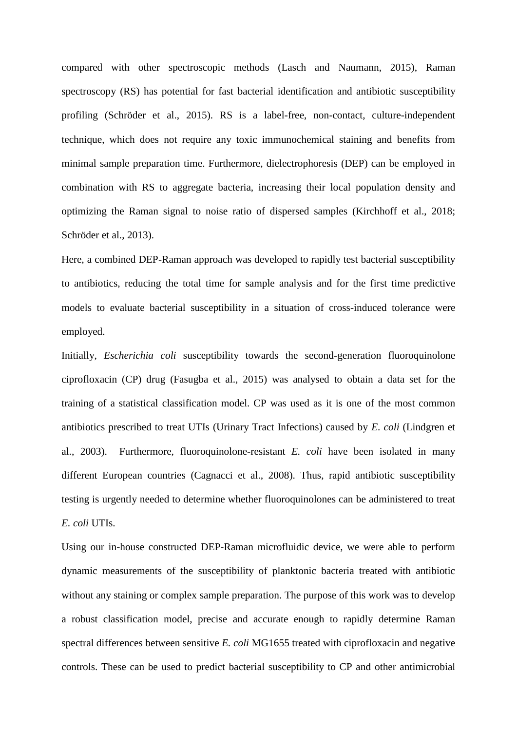compared with other spectroscopic methods (Lasch and Naumann, 2015), Raman spectroscopy (RS) has potential for fast bacterial identification and antibiotic susceptibility profiling (Schröder et al., 2015). RS is a label-free, non-contact, culture-independent technique, which does not require any toxic immunochemical staining and benefits from minimal sample preparation time. Furthermore, dielectrophoresis (DEP) can be employed in combination with RS to aggregate bacteria, increasing their local population density and optimizing the Raman signal to noise ratio of dispersed samples (Kirchhoff et al., 2018; Schröder et al., 2013).

Here, a combined DEP-Raman approach was developed to rapidly test bacterial susceptibility to antibiotics, reducing the total time for sample analysis and for the first time predictive models to evaluate bacterial susceptibility in a situation of cross-induced tolerance were employed.

Initially, *Escherichia coli* susceptibility towards the second-generation fluoroquinolone ciprofloxacin (CP) drug (Fasugba et al., 2015) was analysed to obtain a data set for the training of a statistical classification model. CP was used as it is one of the most common antibiotics prescribed to treat UTIs (Urinary Tract Infections) caused by *E. coli* (Lindgren et al., 2003). Furthermore, fluoroquinolone-resistant *E. coli* have been isolated in many different European countries (Cagnacci et al., 2008). Thus, rapid antibiotic susceptibility testing is urgently needed to determine whether fluoroquinolones can be administered to treat *E. coli* UTIs.

Using our in-house constructed DEP-Raman microfluidic device, we were able to perform dynamic measurements of the susceptibility of planktonic bacteria treated with antibiotic without any staining or complex sample preparation. The purpose of this work was to develop a robust classification model, precise and accurate enough to rapidly determine Raman spectral differences between sensitive *E. coli* MG1655 treated with ciprofloxacin and negative controls. These can be used to predict bacterial susceptibility to CP and other antimicrobial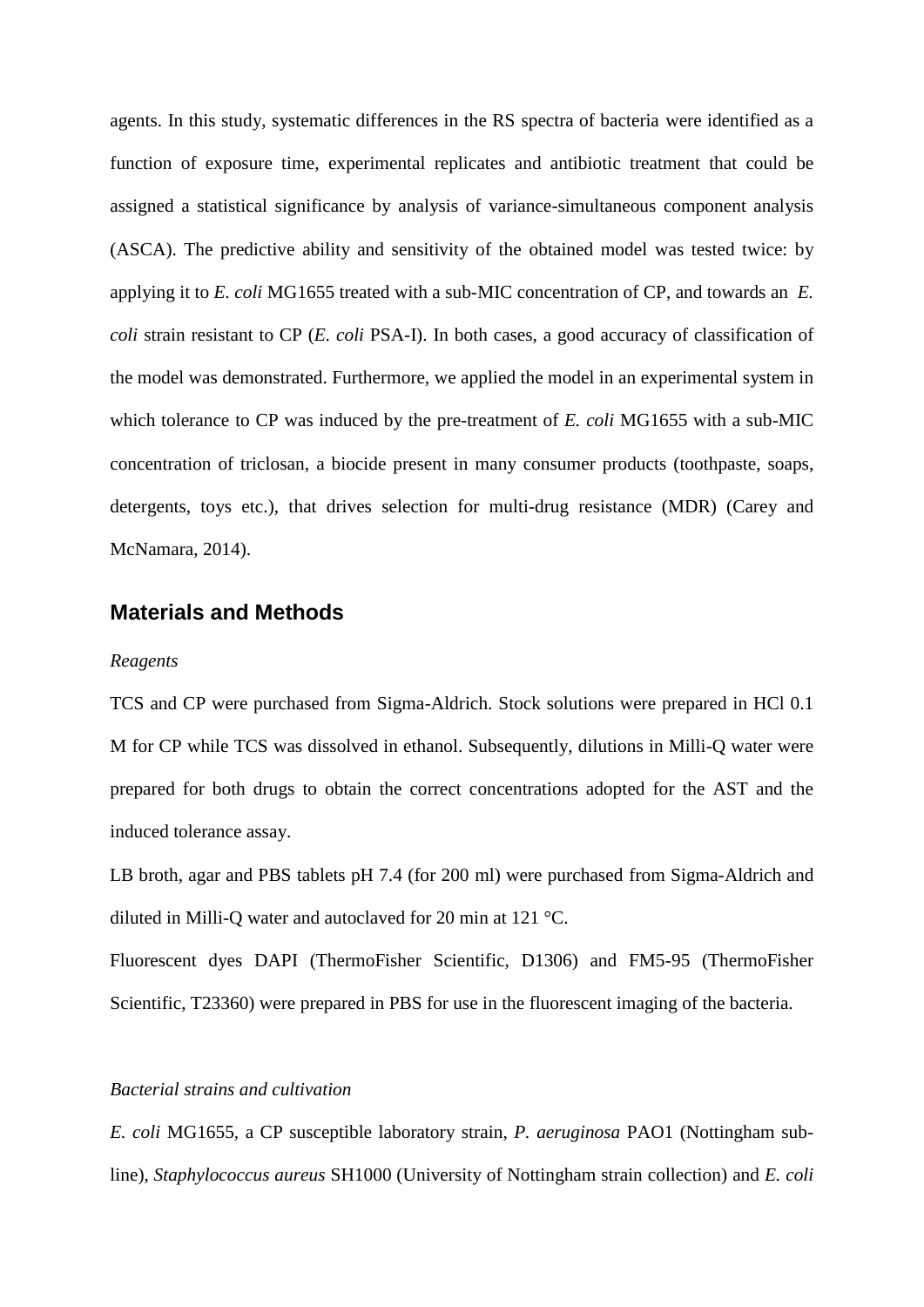agents. In this study, systematic differences in the RS spectra of bacteria were identified as a function of exposure time, experimental replicates and antibiotic treatment that could be assigned a statistical significance by analysis of variance-simultaneous component analysis (ASCA). The predictive ability and sensitivity of the obtained model was tested twice: by applying it to *E. coli* MG1655 treated with a sub-MIC concentration of CP, and towards an *E. coli* strain resistant to CP (*E. coli* PSA-I). In both cases, a good accuracy of classification of the model was demonstrated. Furthermore, we applied the model in an experimental system in which tolerance to CP was induced by the pre-treatment of *E. coli* MG1655 with a sub-MIC concentration of triclosan, a biocide present in many consumer products (toothpaste, soaps, detergents, toys etc.), that drives selection for multi-drug resistance (MDR) (Carey and McNamara, 2014).

## Materials and Methods

*Reagents*

TCS and CP were purchased from Sigma-Aldrich. Stock solutions were prepared in HCl 0.1 M for CP while TCS was dissolved in ethanol. Subsequently, dilutions in Milli-Q water were prepared for both drugs to obtain the correct concentrations adopted for the AST and the induced tolerance assay.

LB broth, agar and PBS tablets pH 7.4 (for 200 ml) were purchased from Sigma-Aldrich and diluted in Milli-Q water and autoclaved for 20 min at 121 °C.

Fluorescent dyes DAPI (ThermoFisher Scientific, D1306) and FM5-95 (ThermoFisher Scientific, T23360) were prepared in PBS for use in the fluorescent imaging of the bacteria.

*Bacterial strains and cultivation*

*E. coli* MG1655, a CP susceptible laboratory strain, *P. aeruginosa* PAO1 (Nottingham sub-line), *Staphylococcus aureus* SH1000 (University of Nottingham strain collection) and *E. coli*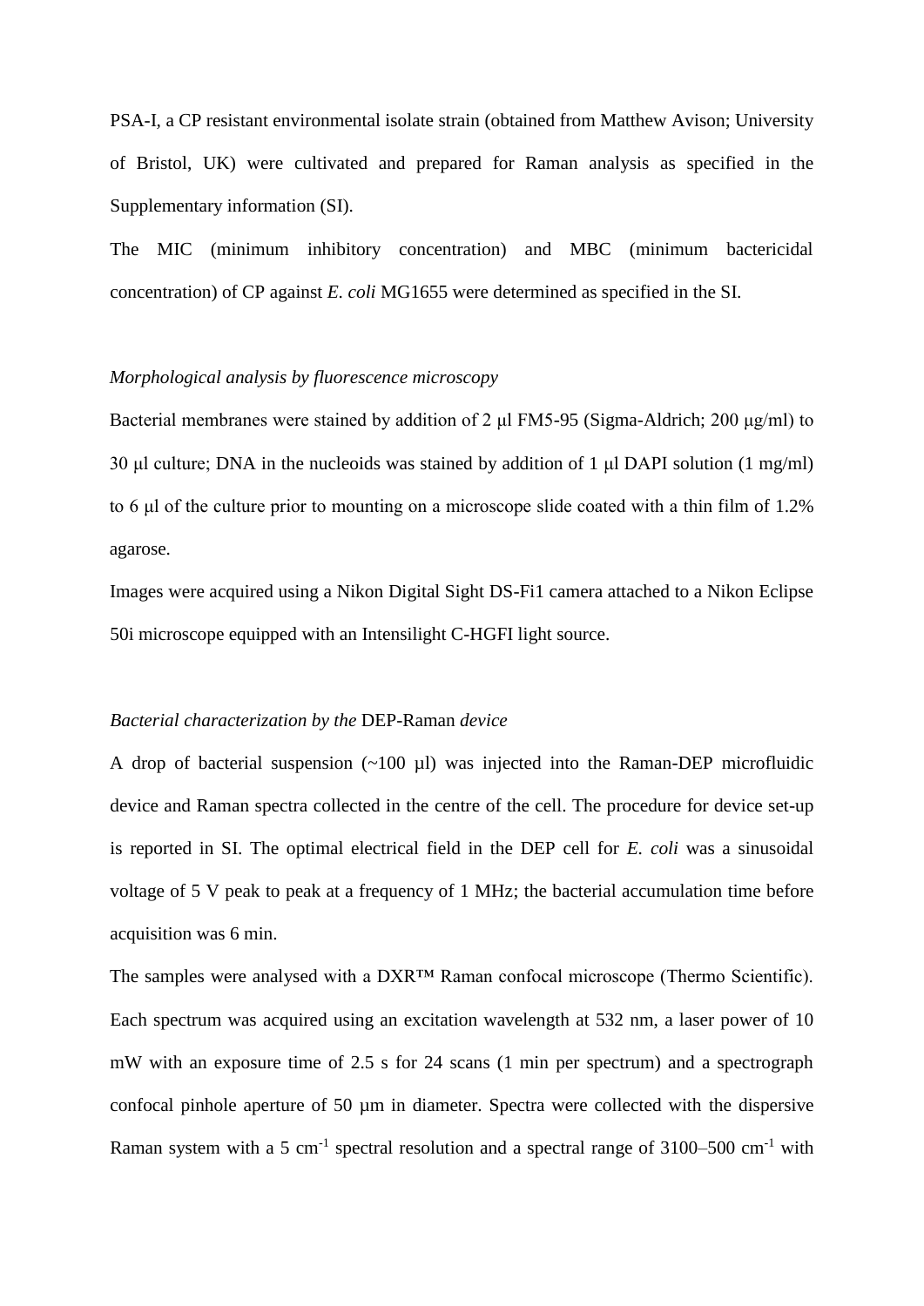PSA-I, a CP resistant environmental isolate strain (obtained from Matthew Avison; University of Bristol, UK) were cultivated and prepared for Raman analysis as specified in the Supplementary information (SI).

The MIC (minimum inhibitory concentration) and MBC (minimum bactericidal concentration) of CP against *E. coli* MG1655 were determined as specified in the SI.

*Morphological analysis by fluorescence microscopy*

Bacterial membranes were stained by addition of 2 μl FM5-95 (Sigma-Aldrich; 200 μg/ml) to 30 μl culture; DNA in the nucleoids was stained by addition of 1 μl DAPI solution (1 mg/ml) to 6 μl of the culture prior to mounting on a microscope slide coated with a thin film of 1.2% agarose.

Images were acquired using a Nikon Digital Sight DS-Fi1 camera attached to a Nikon Eclipse 50i microscope equipped with an Intensilight C-HGFI light source.

*Bacterial characterization by the* DEP-Raman *device*

A drop of bacterial suspension (~100 µl) was injected into the Raman-DEP microfluidic device and Raman spectra collected in the centre of the cell. The procedure for device set-up is reported in SI. The optimal electrical field in the DEP cell for *E. coli* was a sinusoidal voltage of 5 V peak to peak at a frequency of 1 MHz; the bacterial accumulation time before acquisition was 6 min.

The samples were analysed with a DXR™ Raman confocal microscope (Thermo Scientific). Each spectrum was acquired using an excitation wavelength at 532 nm, a laser power of 10 mW with an exposure time of 2.5 s for 24 scans (1 min per spectrum) and a spectrograph confocal pinhole aperture of 50 µm in diameter. Spectra were collected with the dispersive Raman system with a 5 cm$^{-1}$ spectral resolution and a spectral range of 3100–500 cm$^{-1}$ with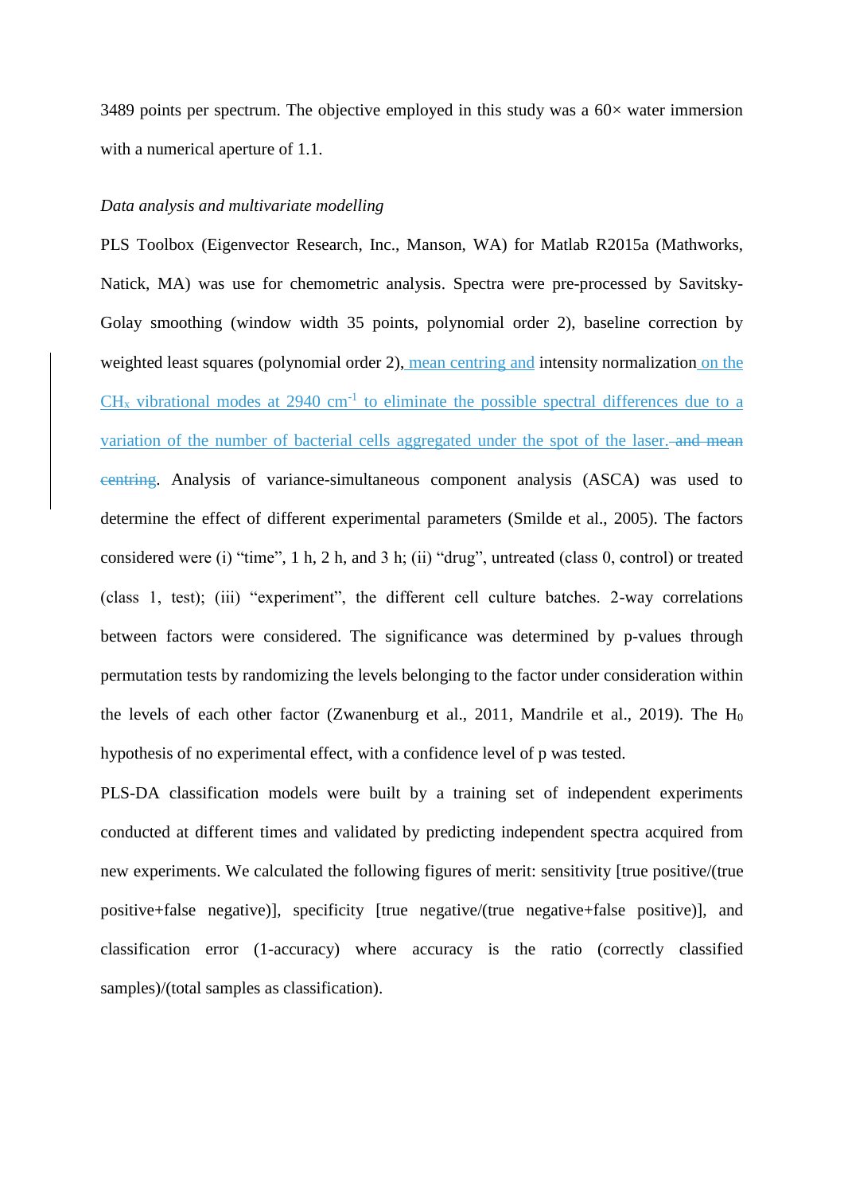3489 points per spectrum. The objective employed in this study was a 60× water immersion with a numerical aperture of 1.1.

*Data analysis and multivariate modelling*

PLS Toolbox (Eigenvector Research, Inc., Manson, WA) for Matlab R2015a (Mathworks, Natick, MA) was use for chemometric analysis. Spectra were pre-processed by Savitsky-Golay smoothing (window width 35 points, polynomial order 2), baseline correction by weighted least squares (polynomial order 2), mean centring and intensity normalization on the $CH_x$ vibrational modes at 2940 $cm^{-1}$ to eliminate the possible spectral differences due to a variation of the number of bacterial cells aggregated under the spot of the laser. ~~and mean centring~~. Analysis of variance-simultaneous component analysis (ASCA) was used to determine the effect of different experimental parameters (Smilde et al., 2005). The factors considered were (i) "time", 1 h, 2 h, and 3 h; (ii) "drug", untreated (class 0, control) or treated (class 1, test); (iii) "experiment", the different cell culture batches. 2-way correlations between factors were considered. The significance was determined by p-values through permutation tests by randomizing the levels belonging to the factor under consideration within the levels of each other factor (Zwanenburg et al., 2011, Mandrile et al., 2019). The $H_0$ hypothesis of no experimental effect, with a confidence level of p was tested.

PLS-DA classification models were built by a training set of independent experiments conducted at different times and validated by predicting independent spectra acquired from new experiments. We calculated the following figures of merit: sensitivity [true positive/(true positive+false negative)], specificity [true negative/(true negative+false positive)], and classification error (1-accuracy) where accuracy is the ratio (correctly classified samples)/(total samples as classification).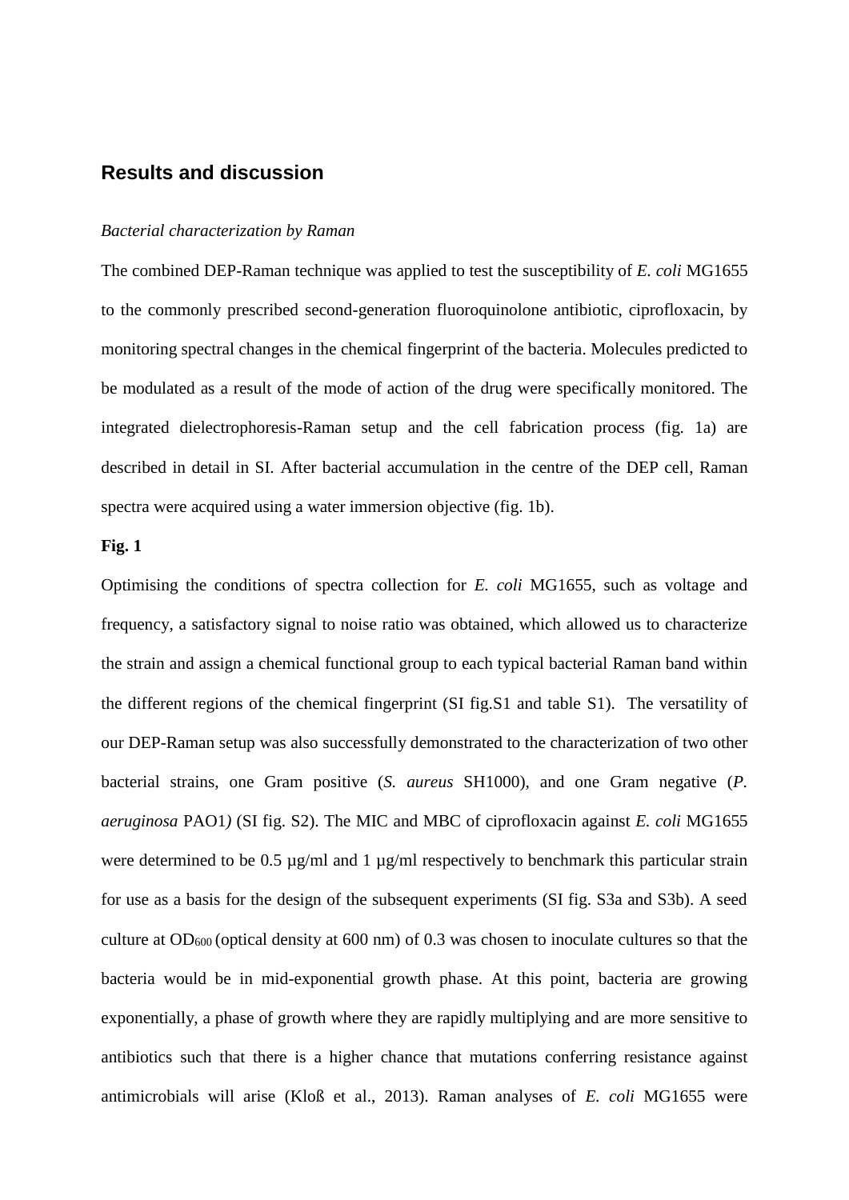## Results and discussion

*Bacterial characterization by Raman*

The combined DEP-Raman technique was applied to test the susceptibility of *E. coli* MG1655 to the commonly prescribed second-generation fluoroquinolone antibiotic, ciprofloxacin, by monitoring spectral changes in the chemical fingerprint of the bacteria. Molecules predicted to be modulated as a result of the mode of action of the drug were specifically monitored. The integrated dielectrophoresis-Raman setup and the cell fabrication process (fig. 1a) are described in detail in SI. After bacterial accumulation in the centre of the DEP cell, Raman spectra were acquired using a water immersion objective (fig. 1b).

**Fig. 1**

Optimising the conditions of spectra collection for *E. coli* MG1655, such as voltage and frequency, a satisfactory signal to noise ratio was obtained, which allowed us to characterize the strain and assign a chemical functional group to each typical bacterial Raman band within the different regions of the chemical fingerprint (SI fig.S1 and table S1). The versatility of our DEP-Raman setup was also successfully demonstrated to the characterization of two other bacterial strains, one Gram positive (*S. aureus* SH1000), and one Gram negative (*P. aeruginosa* PAO1*)* (SI fig. S2). The MIC and MBC of ciprofloxacin against *E. coli* MG1655 were determined to be 0.5 µg/ml and 1 µg/ml respectively to benchmark this particular strain for use as a basis for the design of the subsequent experiments (SI fig. S3a and S3b). A seed culture at $OD_{600}$ (optical density at 600 nm) of 0.3 was chosen to inoculate cultures so that the bacteria would be in mid-exponential growth phase. At this point, bacteria are growing exponentially, a phase of growth where they are rapidly multiplying and are more sensitive to antibiotics such that there is a higher chance that mutations conferring resistance against antimicrobials will arise (Kloß et al., 2013). Raman analyses of *E. coli* MG1655 were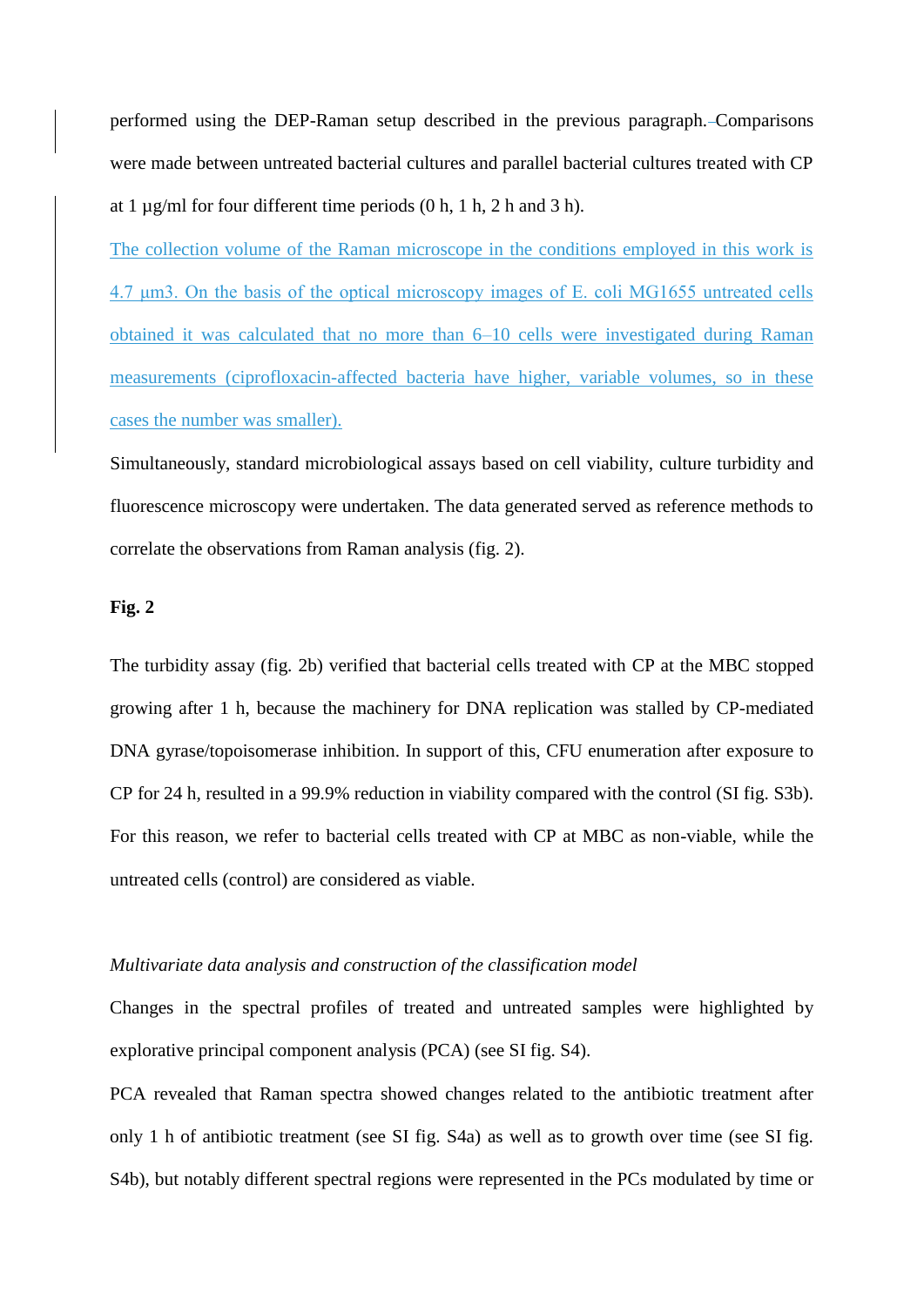performed using the DEP-Raman setup described in the previous paragraph. Comparisons were made between untreated bacterial cultures and parallel bacterial cultures treated with CP at 1 µg/ml for four different time periods (0 h, 1 h, 2 h and 3 h).

The collection volume of the Raman microscope in the conditions employed in this work is 4.7 µm3. On the basis of the optical microscopy images of E. coli MG1655 untreated cells obtained it was calculated that no more than 6–10 cells were investigated during Raman measurements (ciprofloxacin-affected bacteria have higher, variable volumes, so in these cases the number was smaller).

Simultaneously, standard microbiological assays based on cell viability, culture turbidity and fluorescence microscopy were undertaken. The data generated served as reference methods to correlate the observations from Raman analysis (fig. 2).

**Fig. 2**

The turbidity assay (fig. 2b) verified that bacterial cells treated with CP at the MBC stopped growing after 1 h, because the machinery for DNA replication was stalled by CP-mediated DNA gyrase/topoisomerase inhibition. In support of this, CFU enumeration after exposure to CP for 24 h, resulted in a 99.9% reduction in viability compared with the control (SI fig. S3b). For this reason, we refer to bacterial cells treated with CP at MBC as non-viable, while the untreated cells (control) are considered as viable.

*Multivariate data analysis and construction of the classification model*

Changes in the spectral profiles of treated and untreated samples were highlighted by explorative principal component analysis (PCA) (see SI fig. S4).

PCA revealed that Raman spectra showed changes related to the antibiotic treatment after only 1 h of antibiotic treatment (see SI fig. S4a) as well as to growth over time (see SI fig. S4b), but notably different spectral regions were represented in the PCs modulated by time or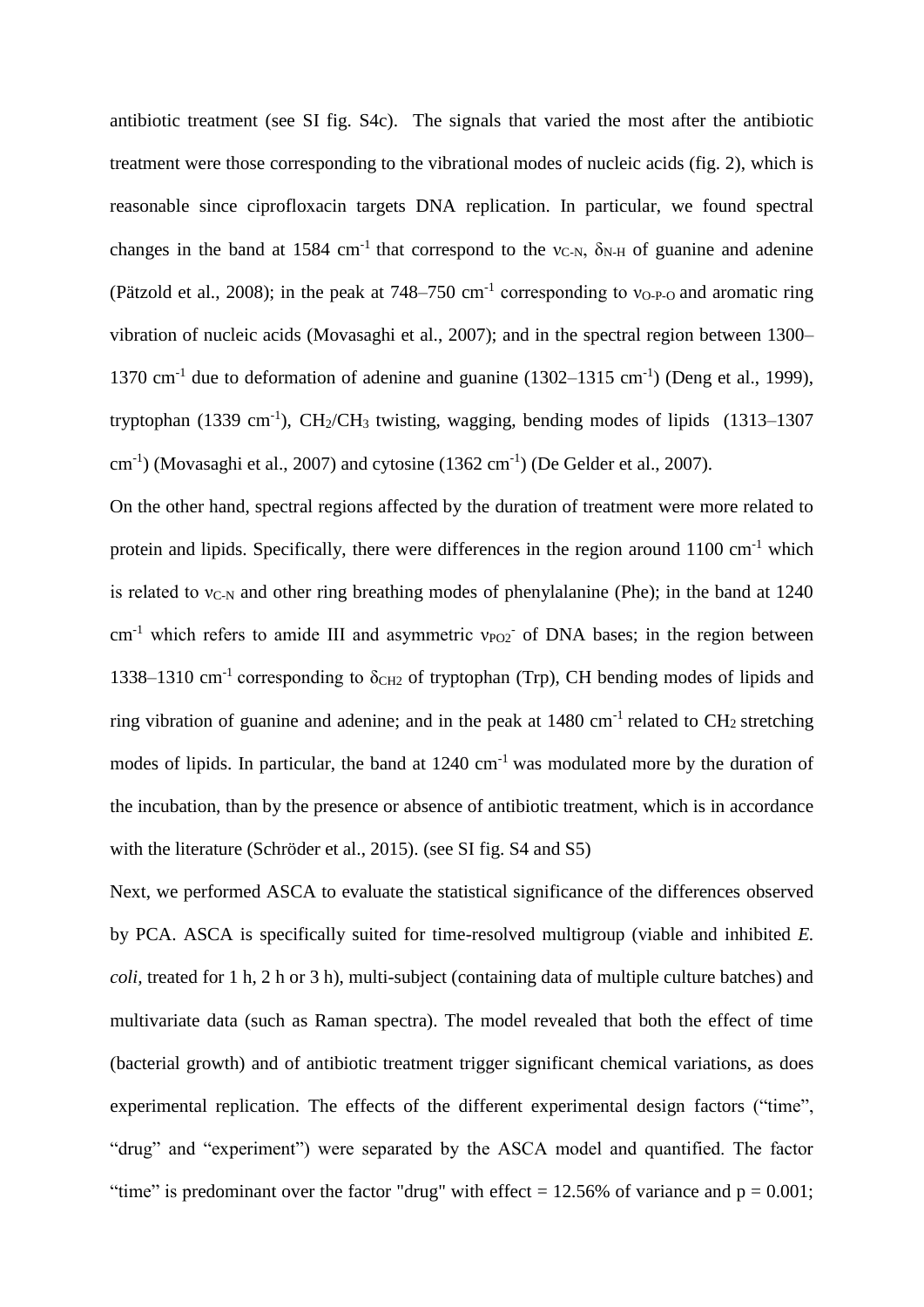antibiotic treatment (see SI fig. S4c). The signals that varied the most after the antibiotic treatment were those corresponding to the vibrational modes of nucleic acids (fig. 2), which is reasonable since ciprofloxacin targets DNA replication. In particular, we found spectral changes in the band at 1584 $cm^{-1}$ that correspond to the $\nu_{C\text{-}N}$, $\delta_{N\text{-}H}$ of guanine and adenine (Pätzold et al., 2008); in the peak at 748–750 $cm^{-1}$ corresponding to $\nu_{O\text{-}P\text{-}O}$ and aromatic ring vibration of nucleic acids (Movasaghi et al., 2007); and in the spectral region between 1300–1370 $cm^{-1}$ due to deformation of adenine and guanine (1302–1315 $cm^{-1}$) (Deng et al., 1999), tryptophan (1339 $cm^{-1}$), $CH_2$/$CH_3$ twisting, wagging, bending modes of lipids (1313–1307 $cm^{-1}$) (Movasaghi et al., 2007) and cytosine (1362 $cm^{-1}$) (De Gelder et al., 2007).

On the other hand, spectral regions affected by the duration of treatment were more related to protein and lipids. Specifically, there were differences in the region around 1100 $cm^{-1}$ which is related to $\nu_{C\text{-}N}$ and other ring breathing modes of phenylalanine (Phe); in the band at 1240 $cm^{-1}$ which refers to amide III and asymmetric $\nu_{PO_2^-}$ of DNA bases; in the region between 1338–1310 $cm^{-1}$ corresponding to $\delta_{CH_2}$ of tryptophan (Trp), CH bending modes of lipids and ring vibration of guanine and adenine; and in the peak at 1480 $cm^{-1}$ related to $CH_2$ stretching modes of lipids. In particular, the band at 1240 $cm^{-1}$ was modulated more by the duration of the incubation, than by the presence or absence of antibiotic treatment, which is in accordance with the literature (Schröder et al., 2015). (see SI fig. S4 and S5)

Next, we performed ASCA to evaluate the statistical significance of the differences observed by PCA. ASCA is specifically suited for time-resolved multigroup (viable and inhibited *E. coli,* treated for 1 h, 2 h or 3 h), multi-subject (containing data of multiple culture batches) and multivariate data (such as Raman spectra). The model revealed that both the effect of time (bacterial growth) and of antibiotic treatment trigger significant chemical variations, as does experimental replication. The effects of the different experimental design factors ("time", "drug" and "experiment") were separated by the ASCA model and quantified. The factor "time" is predominant over the factor "drug" with effect = 12.56% of variance and $p = 0.001$;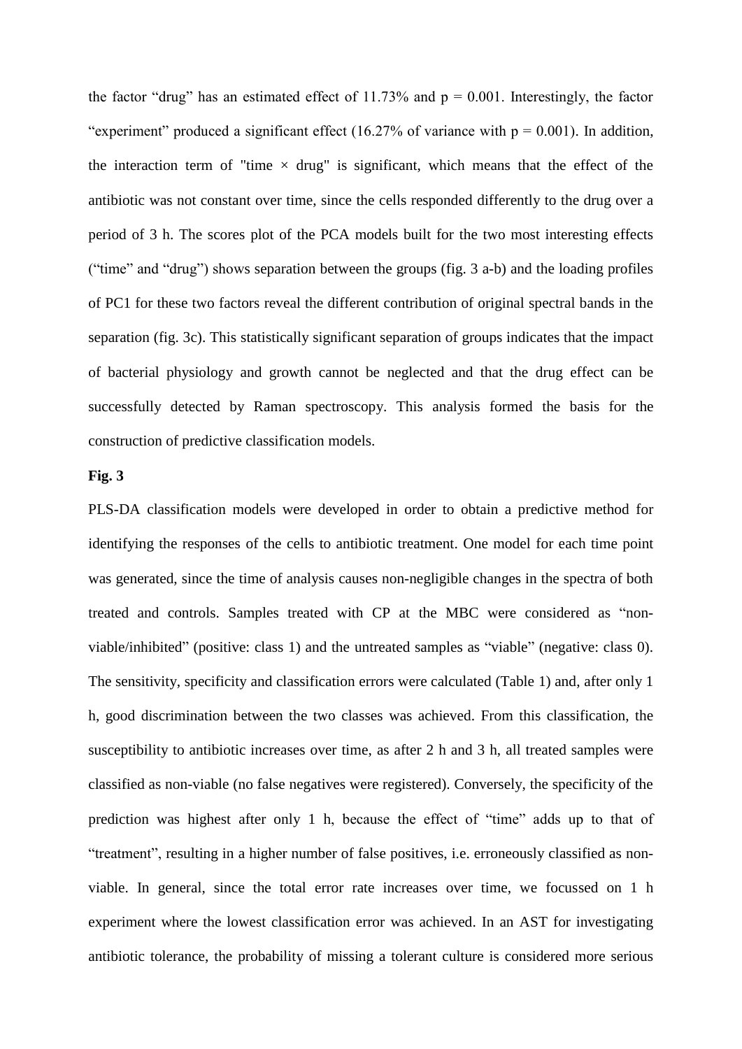the factor “drug” has an estimated effect of 11.73% and $p = 0.001$. Interestingly, the factor “experiment” produced a significant effect (16.27% of variance with $p = 0.001$). In addition, the interaction term of "time × drug" is significant, which means that the effect of the antibiotic was not constant over time, since the cells responded differently to the drug over a period of 3 h. The scores plot of the PCA models built for the two most interesting effects (“time” and “drug”) shows separation between the groups (fig. 3 a-b) and the loading profiles of PC1 for these two factors reveal the different contribution of original spectral bands in the separation (fig. 3c). This statistically significant separation of groups indicates that the impact of bacterial physiology and growth cannot be neglected and that the drug effect can be successfully detected by Raman spectroscopy. This analysis formed the basis for the construction of predictive classification models.

**Fig. 3**

PLS-DA classification models were developed in order to obtain a predictive method for identifying the responses of the cells to antibiotic treatment. One model for each time point was generated, since the time of analysis causes non-negligible changes in the spectra of both treated and controls. Samples treated with CP at the MBC were considered as “non-viable/inhibited” (positive: class 1) and the untreated samples as “viable” (negative: class 0). The sensitivity, specificity and classification errors were calculated (Table 1) and, after only 1 h, good discrimination between the two classes was achieved. From this classification, the susceptibility to antibiotic increases over time, as after 2 h and 3 h, all treated samples were classified as non-viable (no false negatives were registered). Conversely, the specificity of the prediction was highest after only 1 h, because the effect of “time” adds up to that of “treatment”, resulting in a higher number of false positives, i.e. erroneously classified as non-viable. In general, since the total error rate increases over time, we focussed on 1 h experiment where the lowest classification error was achieved. In an AST for investigating antibiotic tolerance, the probability of missing a tolerant culture is considered more serious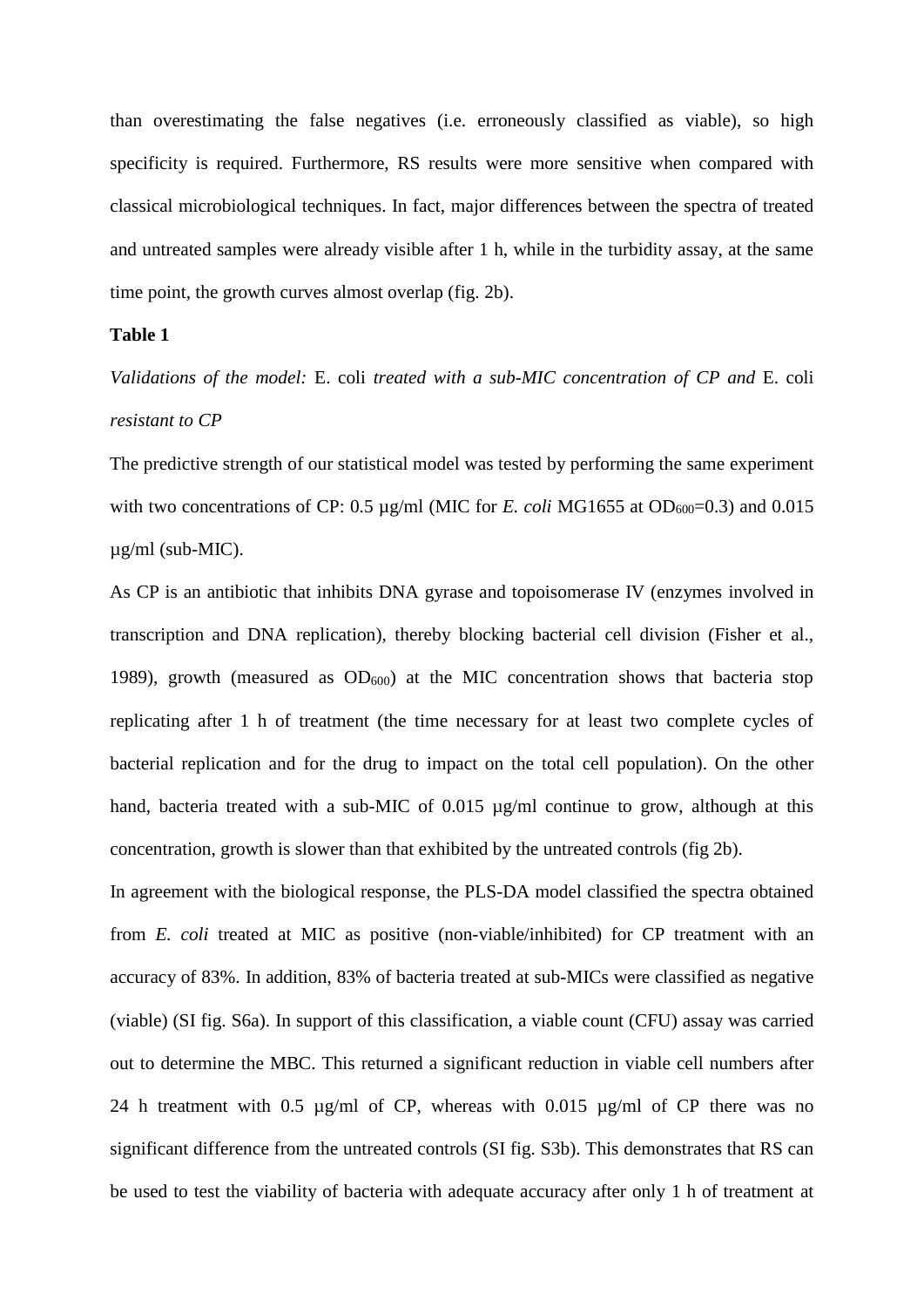than overestimating the false negatives (i.e. erroneously classified as viable), so high specificity is required. Furthermore, RS results were more sensitive when compared with classical microbiological techniques. In fact, major differences between the spectra of treated and untreated samples were already visible after 1 h, while in the turbidity assay, at the same time point, the growth curves almost overlap (fig. 2b).

**Table 1**

*Validations of the model:* E. coli *treated with a sub-MIC concentration of CP and* E. coli *resistant to CP*

The predictive strength of our statistical model was tested by performing the same experiment with two concentrations of CP: 0.5 µg/ml (MIC for *E. coli* MG1655 at $OD_{600}$=0.3) and 0.015 µg/ml (sub-MIC).

As CP is an antibiotic that inhibits DNA gyrase and topoisomerase IV (enzymes involved in transcription and DNA replication), thereby blocking bacterial cell division (Fisher et al., 1989), growth (measured as $OD_{600}$) at the MIC concentration shows that bacteria stop replicating after 1 h of treatment (the time necessary for at least two complete cycles of bacterial replication and for the drug to impact on the total cell population). On the other hand, bacteria treated with a sub-MIC of 0.015 µg/ml continue to grow, although at this concentration, growth is slower than that exhibited by the untreated controls (fig 2b).

In agreement with the biological response, the PLS-DA model classified the spectra obtained from *E. coli* treated at MIC as positive (non-viable/inhibited) for CP treatment with an accuracy of 83%. In addition, 83% of bacteria treated at sub-MICs were classified as negative (viable) (SI fig. S6a). In support of this classification, a viable count (CFU) assay was carried out to determine the MBC. This returned a significant reduction in viable cell numbers after 24 h treatment with 0.5 µg/ml of CP, whereas with 0.015 µg/ml of CP there was no significant difference from the untreated controls (SI fig. S3b). This demonstrates that RS can be used to test the viability of bacteria with adequate accuracy after only 1 h of treatment at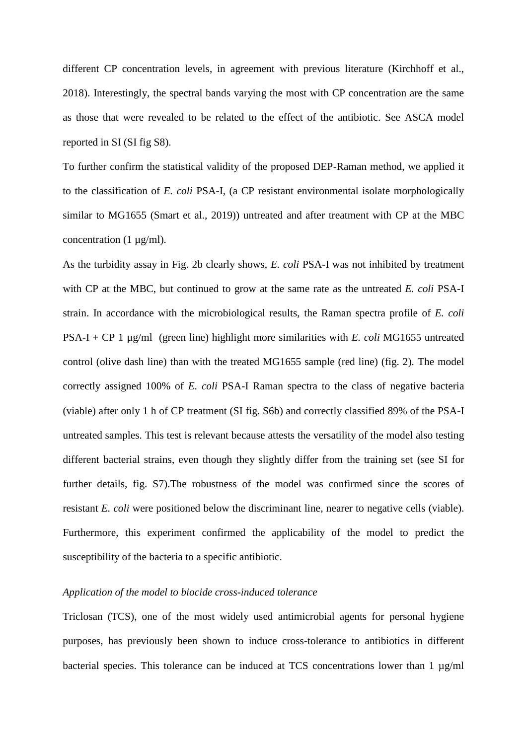different CP concentration levels, in agreement with previous literature (Kirchhoff et al., 2018). Interestingly, the spectral bands varying the most with CP concentration are the same as those that were revealed to be related to the effect of the antibiotic. See ASCA model reported in SI (SI fig S8).

To further confirm the statistical validity of the proposed DEP-Raman method, we applied it to the classification of *E. coli* PSA-I, (a CP resistant environmental isolate morphologically similar to MG1655 (Smart et al., 2019)) untreated and after treatment with CP at the MBC concentration (1 µg/ml).

As the turbidity assay in Fig. 2b clearly shows, *E. coli* PSA-I was not inhibited by treatment with CP at the MBC, but continued to grow at the same rate as the untreated *E. coli* PSA-I strain. In accordance with the microbiological results, the Raman spectra profile of *E. coli* PSA-I + CP 1 µg/ml (green line) highlight more similarities with *E. coli* MG1655 untreated control (olive dash line) than with the treated MG1655 sample (red line) (fig. 2). The model correctly assigned 100% of *E. coli* PSA-I Raman spectra to the class of negative bacteria (viable) after only 1 h of CP treatment (SI fig. S6b) and correctly classified 89% of the PSA-I untreated samples. This test is relevant because attests the versatility of the model also testing different bacterial strains, even though they slightly differ from the training set (see SI for further details, fig. S7).The robustness of the model was confirmed since the scores of resistant *E. coli* were positioned below the discriminant line, nearer to negative cells (viable). Furthermore, this experiment confirmed the applicability of the model to predict the susceptibility of the bacteria to a specific antibiotic.

*Application of the model to biocide cross-induced tolerance*

Triclosan (TCS), one of the most widely used antimicrobial agents for personal hygiene purposes, has previously been shown to induce cross-tolerance to antibiotics in different bacterial species. This tolerance can be induced at TCS concentrations lower than 1 µg/ml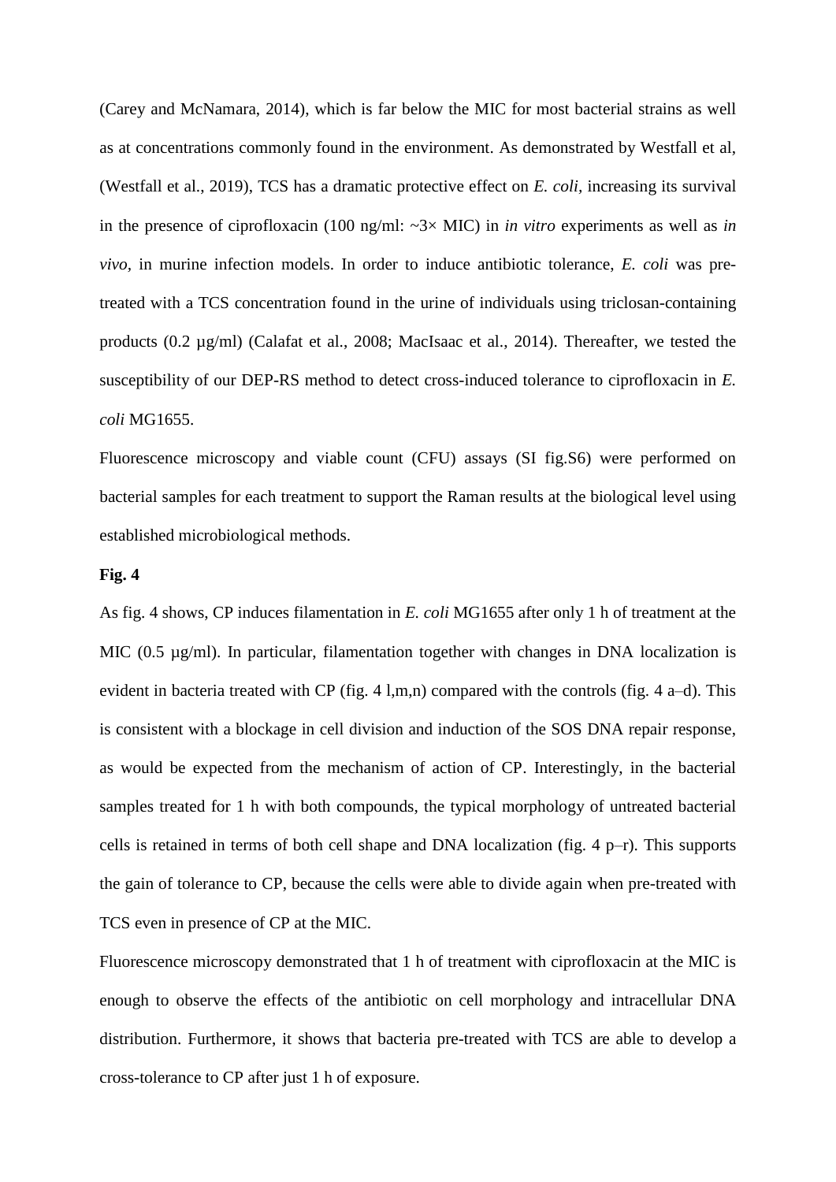(Carey and McNamara, 2014), which is far below the MIC for most bacterial strains as well as at concentrations commonly found in the environment. As demonstrated by Westfall et al, (Westfall et al., 2019), TCS has a dramatic protective effect on *E. coli*, increasing its survival in the presence of ciprofloxacin (100 ng/ml: ~3× MIC) in *in vitro* experiments as well as *in vivo*, in murine infection models. In order to induce antibiotic tolerance, *E. coli* was pre-treated with a TCS concentration found in the urine of individuals using triclosan-containing products (0.2 µg/ml) (Calafat et al., 2008; MacIsaac et al., 2014). Thereafter, we tested the susceptibility of our DEP-RS method to detect cross-induced tolerance to ciprofloxacin in *E. coli* MG1655.

Fluorescence microscopy and viable count (CFU) assays (SI fig.S6) were performed on bacterial samples for each treatment to support the Raman results at the biological level using established microbiological methods.

**Fig. 4**

As fig. 4 shows, CP induces filamentation in *E. coli* MG1655 after only 1 h of treatment at the MIC (0.5 µg/ml). In particular, filamentation together with changes in DNA localization is evident in bacteria treated with CP (fig. 4 l,m,n) compared with the controls (fig. 4 a–d). This is consistent with a blockage in cell division and induction of the SOS DNA repair response, as would be expected from the mechanism of action of CP. Interestingly, in the bacterial samples treated for 1 h with both compounds, the typical morphology of untreated bacterial cells is retained in terms of both cell shape and DNA localization (fig. 4 p–r). This supports the gain of tolerance to CP, because the cells were able to divide again when pre-treated with TCS even in presence of CP at the MIC.

Fluorescence microscopy demonstrated that 1 h of treatment with ciprofloxacin at the MIC is enough to observe the effects of the antibiotic on cell morphology and intracellular DNA distribution. Furthermore, it shows that bacteria pre-treated with TCS are able to develop a cross-tolerance to CP after just 1 h of exposure.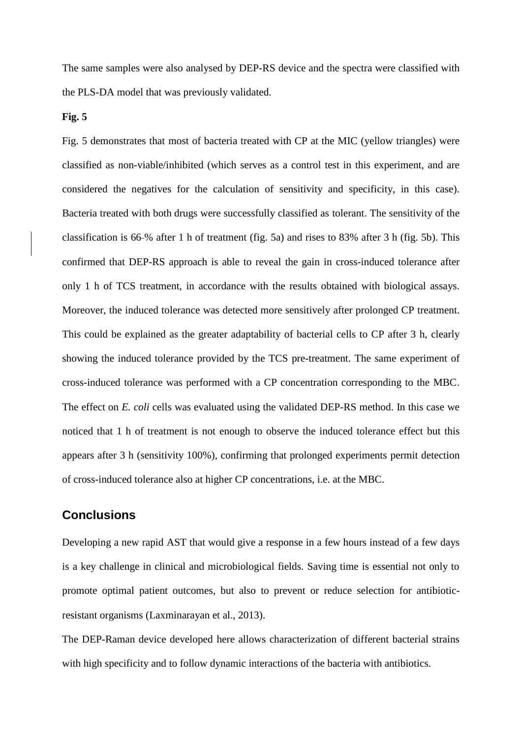The same samples were also analysed by DEP-RS device and the spectra were classified with the PLS-DA model that was previously validated.

**Fig. 5**

Fig. 5 demonstrates that most of bacteria treated with CP at the MIC (yellow triangles) were classified as non-viable/inhibited (which serves as a control test in this experiment, and are considered the negatives for the calculation of sensitivity and specificity, in this case). Bacteria treated with both drugs were successfully classified as tolerant. The sensitivity of the classification is 66 % after 1 h of treatment (fig. 5a) and rises to 83% after 3 h (fig. 5b). This confirmed that DEP-RS approach is able to reveal the gain in cross-induced tolerance after only 1 h of TCS treatment, in accordance with the results obtained with biological assays. Moreover, the induced tolerance was detected more sensitively after prolonged CP treatment. This could be explained as the greater adaptability of bacterial cells to CP after 3 h, clearly showing the induced tolerance provided by the TCS pre-treatment. The same experiment of cross-induced tolerance was performed with a CP concentration corresponding to the MBC. The effect on *E. coli* cells was evaluated using the validated DEP-RS method. In this case we noticed that 1 h of treatment is not enough to observe the induced tolerance effect but this appears after 3 h (sensitivity 100%), confirming that prolonged experiments permit detection of cross-induced tolerance also at higher CP concentrations, i.e. at the MBC.

## Conclusions

Developing a new rapid AST that would give a response in a few hours instead of a few days is a key challenge in clinical and microbiological fields. Saving time is essential not only to promote optimal patient outcomes, but also to prevent or reduce selection for antibiotic-resistant organisms (Laxminarayan et al., 2013).

The DEP-Raman device developed here allows characterization of different bacterial strains with high specificity and to follow dynamic interactions of the bacteria with antibiotics.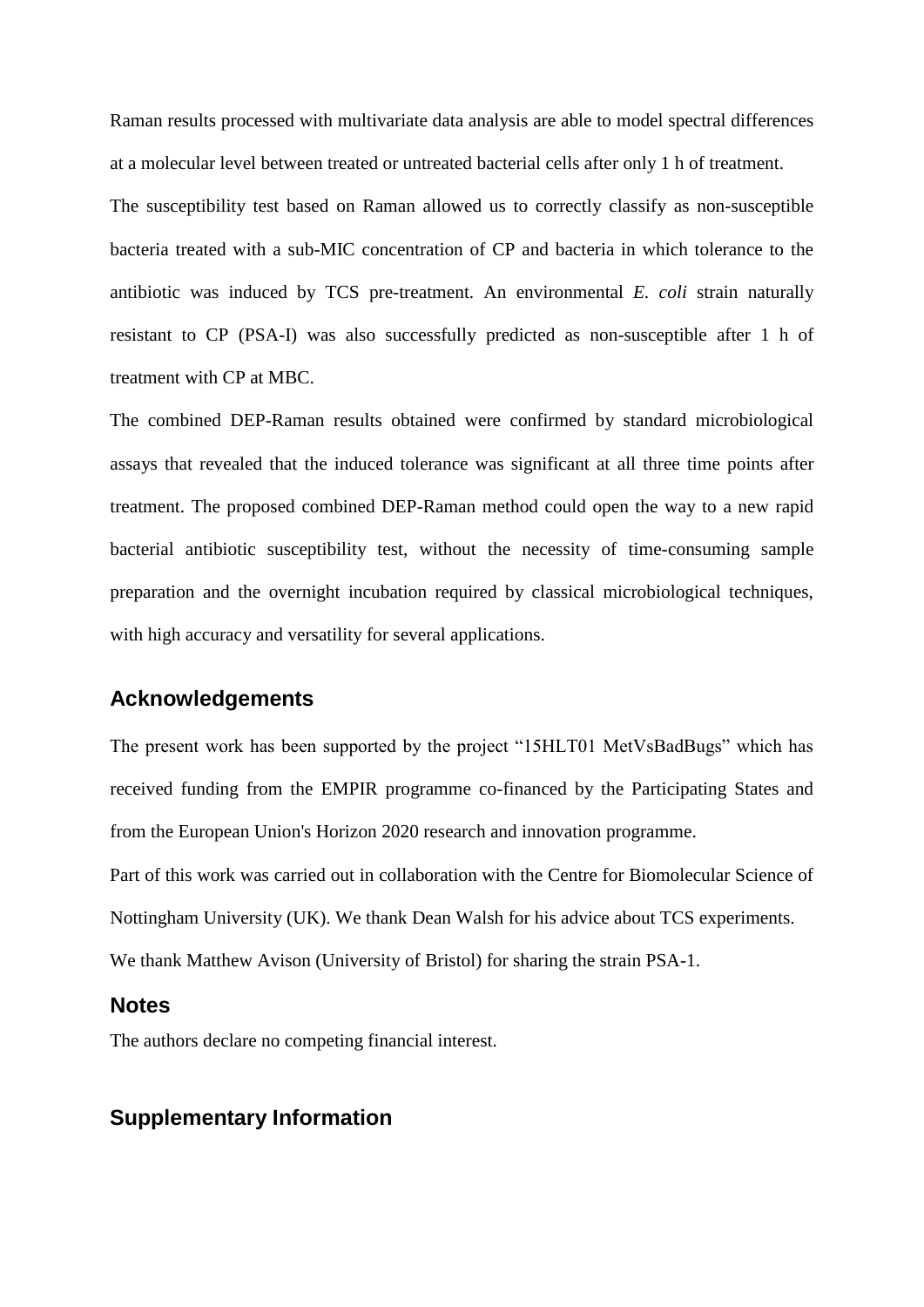Raman results processed with multivariate data analysis are able to model spectral differences at a molecular level between treated or untreated bacterial cells after only 1 h of treatment.

The susceptibility test based on Raman allowed us to correctly classify as non-susceptible bacteria treated with a sub-MIC concentration of CP and bacteria in which tolerance to the antibiotic was induced by TCS pre-treatment. An environmental *E. coli* strain naturally resistant to CP (PSA-I) was also successfully predicted as non-susceptible after 1 h of treatment with CP at MBC.

The combined DEP-Raman results obtained were confirmed by standard microbiological assays that revealed that the induced tolerance was significant at all three time points after treatment. The proposed combined DEP-Raman method could open the way to a new rapid bacterial antibiotic susceptibility test, without the necessity of time-consuming sample preparation and the overnight incubation required by classical microbiological techniques, with high accuracy and versatility for several applications.

## Acknowledgements

The present work has been supported by the project "15HLT01 MetVsBadBugs" which has received funding from the EMPIR programme co-financed by the Participating States and from the European Union's Horizon 2020 research and innovation programme.

Part of this work was carried out in collaboration with the Centre for Biomolecular Science of Nottingham University (UK). We thank Dean Walsh for his advice about TCS experiments.

We thank Matthew Avison (University of Bristol) for sharing the strain PSA-1.

## Notes

The authors declare no competing financial interest.

## Supplementary Information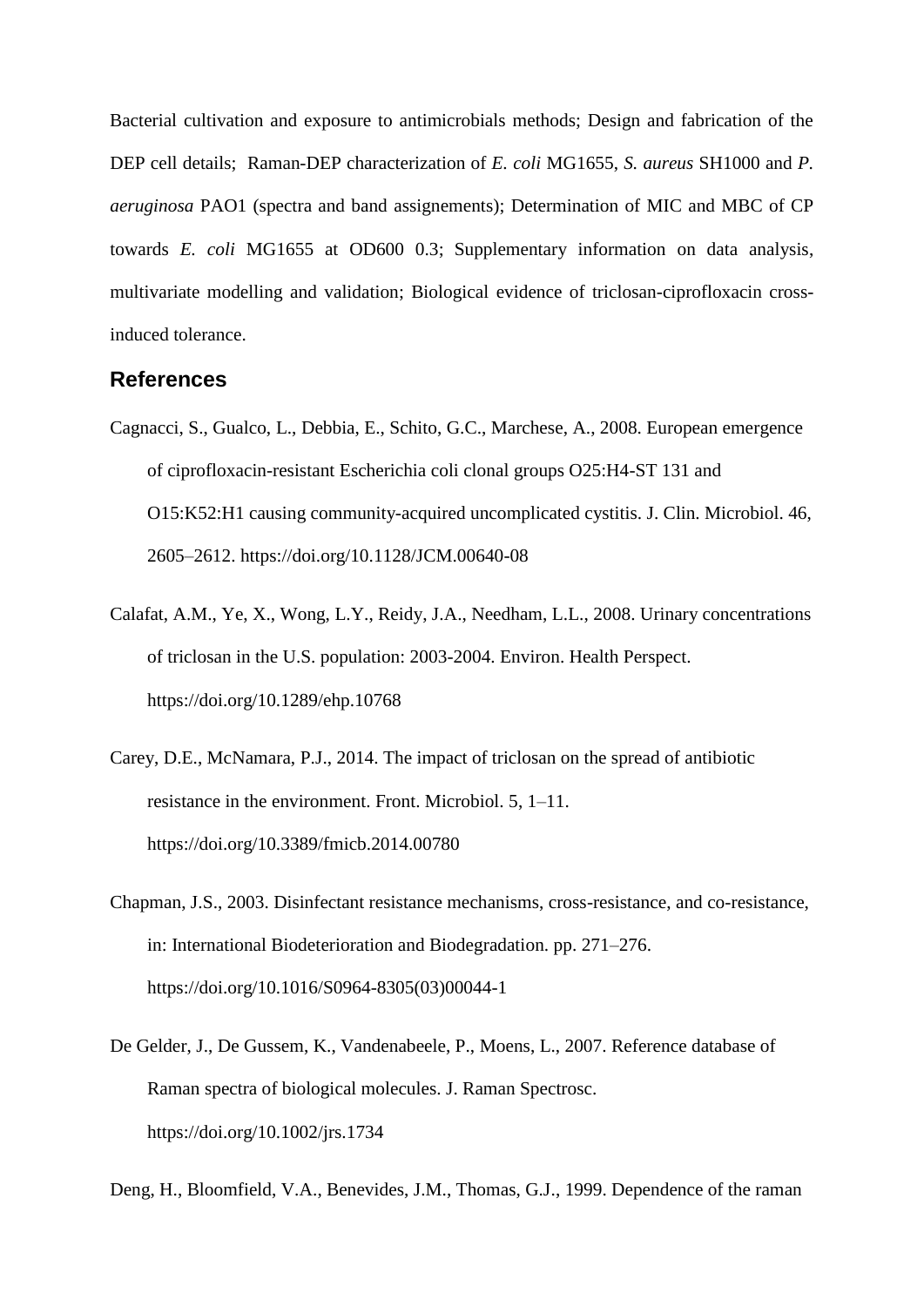Bacterial cultivation and exposure to antimicrobials methods; Design and fabrication of the DEP cell details; Raman-DEP characterization of *E. coli* MG1655, *S. aureus* SH1000 and *P. aeruginosa* PAO1 (spectra and band assignements); Determination of MIC and MBC of CP towards *E. coli* MG1655 at OD600 0.3; Supplementary information on data analysis, multivariate modelling and validation; Biological evidence of triclosan-ciprofloxacin cross-induced tolerance.

## References

Cagnacci, S., Gualco, L., Debbia, E., Schito, G.C., Marchese, A., 2008. European emergence of ciprofloxacin-resistant Escherichia coli clonal groups O25:H4-ST 131 and O15:K52:H1 causing community-acquired uncomplicated cystitis. J. Clin. Microbiol. 46, 2605–2612. https://doi.org/10.1128/JCM.00640-08

Calafat, A.M., Ye, X., Wong, L.Y., Reidy, J.A., Needham, L.L., 2008. Urinary concentrations of triclosan in the U.S. population: 2003-2004. Environ. Health Perspect. https://doi.org/10.1289/ehp.10768

Carey, D.E., McNamara, P.J., 2014. The impact of triclosan on the spread of antibiotic resistance in the environment. Front. Microbiol. 5, 1–11. https://doi.org/10.3389/fmicb.2014.00780

Chapman, J.S., 2003. Disinfectant resistance mechanisms, cross-resistance, and co-resistance, in: International Biodeterioration and Biodegradation. pp. 271–276. https://doi.org/10.1016/S0964-8305(03)00044-1

De Gelder, J., De Gussem, K., Vandenabeele, P., Moens, L., 2007. Reference database of Raman spectra of biological molecules. J. Raman Spectrosc. https://doi.org/10.1002/jrs.1734

Deng, H., Bloomfield, V.A., Benevides, J.M., Thomas, G.J., 1999. Dependence of the raman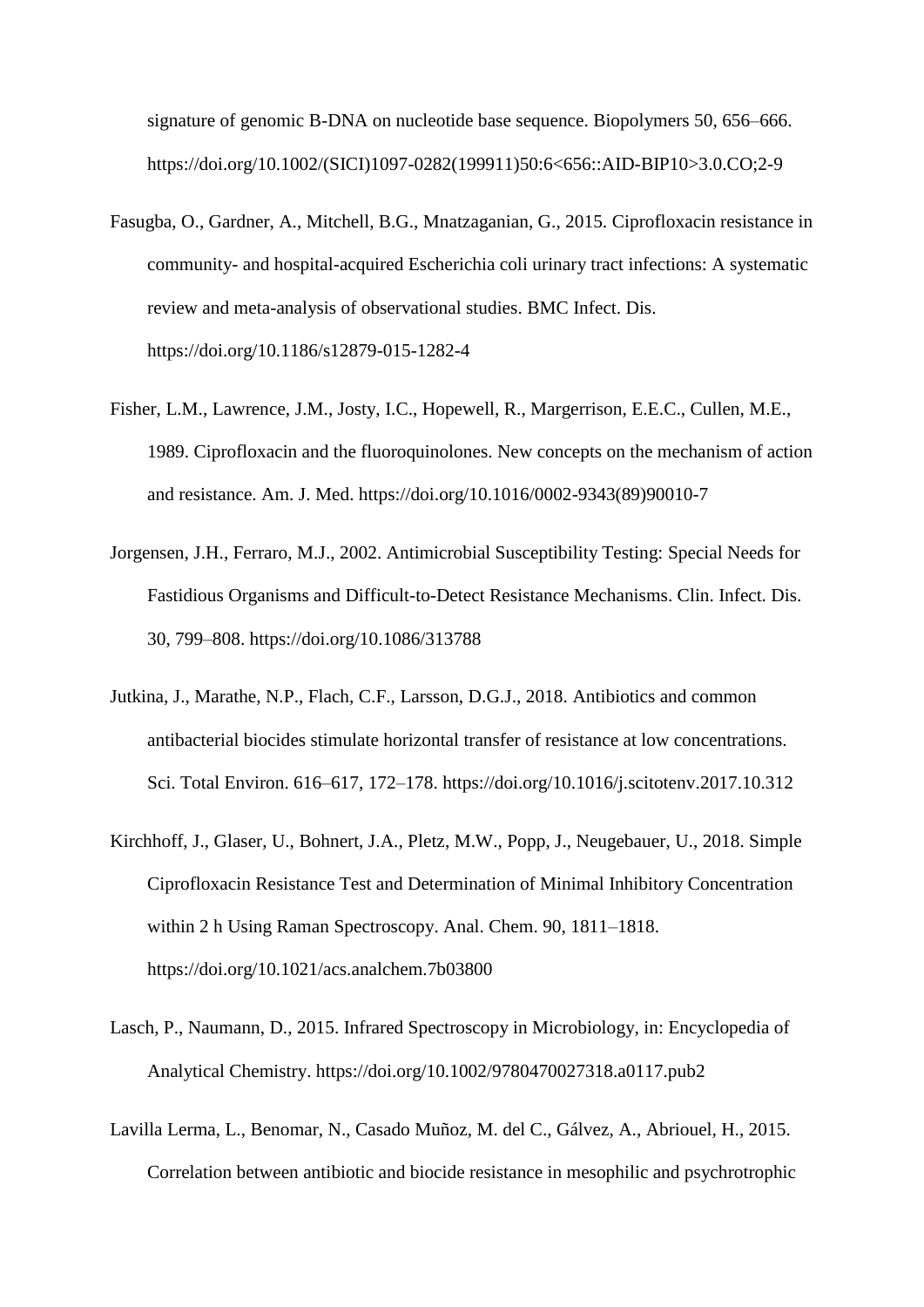signature of genomic B-DNA on nucleotide base sequence. Biopolymers 50, 656–666. https://doi.org/10.1002/(SICI)1097-0282(199911)50:6<656::AID-BIP10>3.0.CO;2-9

Fasugba, O., Gardner, A., Mitchell, B.G., Mnatzaganian, G., 2015. Ciprofloxacin resistance in community- and hospital-acquired Escherichia coli urinary tract infections: A systematic review and meta-analysis of observational studies. BMC Infect. Dis. https://doi.org/10.1186/s12879-015-1282-4

Fisher, L.M., Lawrence, J.M., Josty, I.C., Hopewell, R., Margerrison, E.E.C., Cullen, M.E., 1989. Ciprofloxacin and the fluoroquinolones. New concepts on the mechanism of action and resistance. Am. J. Med. https://doi.org/10.1016/0002-9343(89)90010-7

Jorgensen, J.H., Ferraro, M.J., 2002. Antimicrobial Susceptibility Testing: Special Needs for Fastidious Organisms and Difficult-to-Detect Resistance Mechanisms. Clin. Infect. Dis. 30, 799–808. https://doi.org/10.1086/313788

Jutkina, J., Marathe, N.P., Flach, C.F., Larsson, D.G.J., 2018. Antibiotics and common antibacterial biocides stimulate horizontal transfer of resistance at low concentrations. Sci. Total Environ. 616–617, 172–178. https://doi.org/10.1016/j.scitotenv.2017.10.312

Kirchhoff, J., Glaser, U., Bohnert, J.A., Pletz, M.W., Popp, J., Neugebauer, U., 2018. Simple Ciprofloxacin Resistance Test and Determination of Minimal Inhibitory Concentration within 2 h Using Raman Spectroscopy. Anal. Chem. 90, 1811–1818. https://doi.org/10.1021/acs.analchem.7b03800

Lasch, P., Naumann, D., 2015. Infrared Spectroscopy in Microbiology, in: Encyclopedia of Analytical Chemistry. https://doi.org/10.1002/9780470027318.a0117.pub2

Lavilla Lerma, L., Benomar, N., Casado Muñoz, M. del C., Gálvez, A., Abriouel, H., 2015. Correlation between antibiotic and biocide resistance in mesophilic and psychrotrophic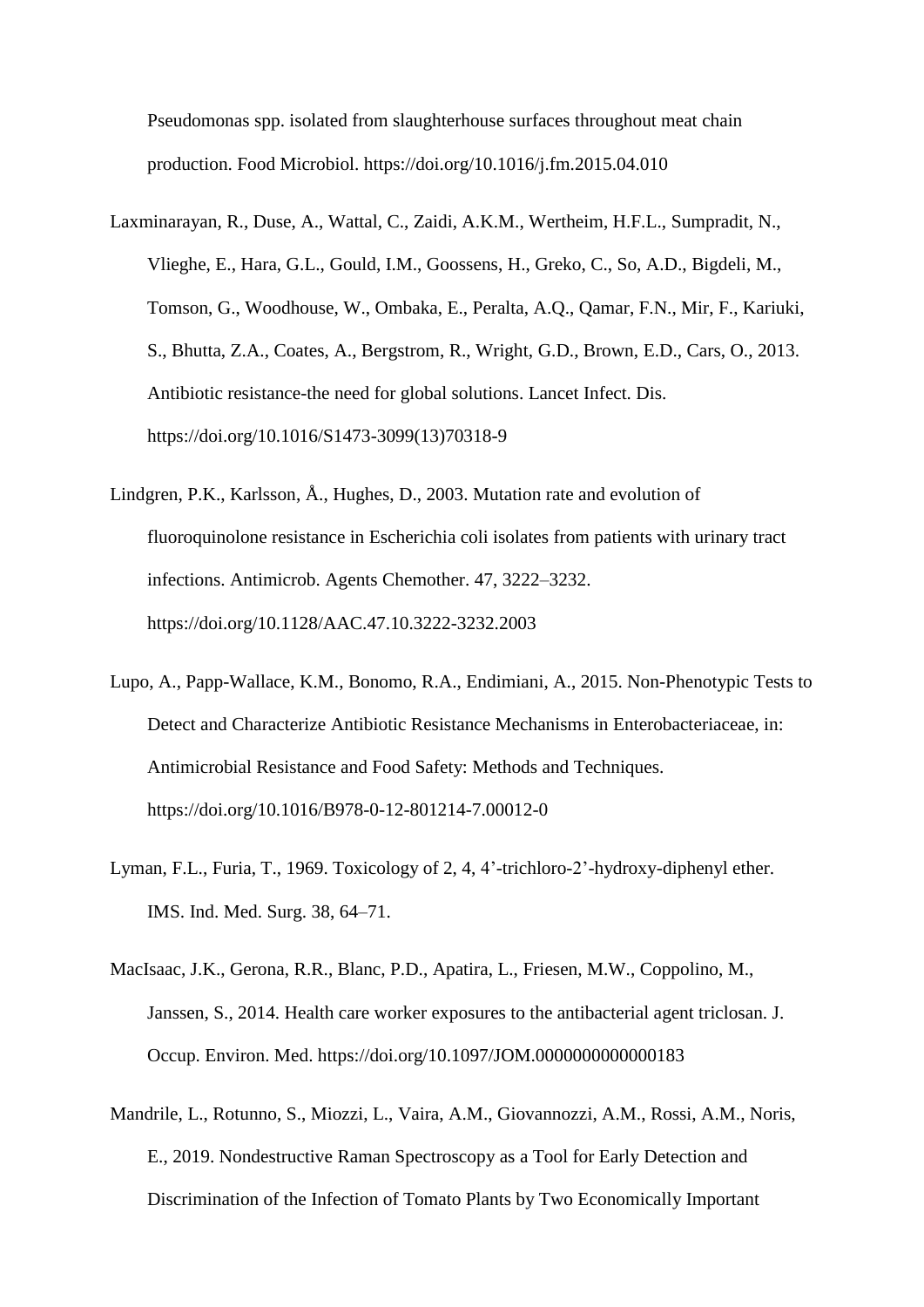Pseudomonas spp. isolated from slaughterhouse surfaces throughout meat chain production. Food Microbiol. https://doi.org/10.1016/j.fm.2015.04.010

Laxminarayan, R., Duse, A., Wattal, C., Zaidi, A.K.M., Wertheim, H.F.L., Sumpradit, N., Vlieghe, E., Hara, G.L., Gould, I.M., Goossens, H., Greko, C., So, A.D., Bigdeli, M., Tomson, G., Woodhouse, W., Ombaka, E., Peralta, A.Q., Qamar, F.N., Mir, F., Kariuki, S., Bhutta, Z.A., Coates, A., Bergstrom, R., Wright, G.D., Brown, E.D., Cars, O., 2013. Antibiotic resistance-the need for global solutions. Lancet Infect. Dis. https://doi.org/10.1016/S1473-3099(13)70318-9

Lindgren, P.K., Karlsson, Å., Hughes, D., 2003. Mutation rate and evolution of fluoroquinolone resistance in Escherichia coli isolates from patients with urinary tract infections. Antimicrob. Agents Chemother. 47, 3222–3232. https://doi.org/10.1128/AAC.47.10.3222-3232.2003

Lupo, A., Papp-Wallace, K.M., Bonomo, R.A., Endimiani, A., 2015. Non-Phenotypic Tests to Detect and Characterize Antibiotic Resistance Mechanisms in Enterobacteriaceae, in: Antimicrobial Resistance and Food Safety: Methods and Techniques. https://doi.org/10.1016/B978-0-12-801214-7.00012-0

Lyman, F.L., Furia, T., 1969. Toxicology of 2, 4, 4'-trichloro-2'-hydroxy-diphenyl ether. IMS. Ind. Med. Surg. 38, 64–71.

MacIsaac, J.K., Gerona, R.R., Blanc, P.D., Apatira, L., Friesen, M.W., Coppolino, M., Janssen, S., 2014. Health care worker exposures to the antibacterial agent triclosan. J. Occup. Environ. Med. https://doi.org/10.1097/JOM.0000000000000183

Mandrile, L., Rotunno, S., Miozzi, L., Vaira, A.M., Giovannozzi, A.M., Rossi, A.M., Noris, E., 2019. Nondestructive Raman Spectroscopy as a Tool for Early Detection and Discrimination of the Infection of Tomato Plants by Two Economically Important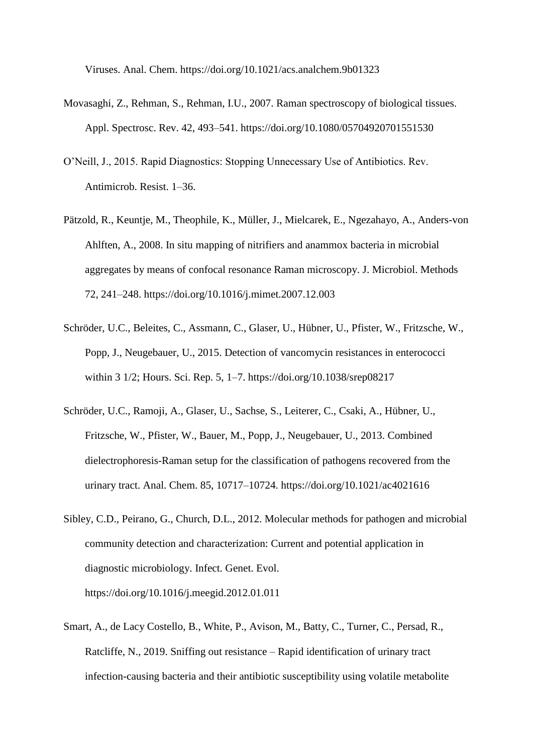Viruses. Anal. Chem. https://doi.org/10.1021/acs.analchem.9b01323

Movasaghi, Z., Rehman, S., Rehman, I.U., 2007. Raman spectroscopy of biological tissues. Appl. Spectrosc. Rev. 42, 493–541. https://doi.org/10.1080/05704920701551530

O'Neill, J., 2015. Rapid Diagnostics: Stopping Unnecessary Use of Antibiotics. Rev. Antimicrob. Resist. 1–36.

Pätzold, R., Keuntje, M., Theophile, K., Müller, J., Mielcarek, E., Ngezahayo, A., Anders-von Ahlften, A., 2008. In situ mapping of nitrifiers and anammox bacteria in microbial aggregates by means of confocal resonance Raman microscopy. J. Microbiol. Methods 72, 241–248. https://doi.org/10.1016/j.mimet.2007.12.003

Schröder, U.C., Beleites, C., Assmann, C., Glaser, U., Hübner, U., Pfister, W., Fritzsche, W., Popp, J., Neugebauer, U., 2015. Detection of vancomycin resistances in enterococci within 3 1/2; Hours. Sci. Rep. 5, 1–7. https://doi.org/10.1038/srep08217

Schröder, U.C., Ramoji, A., Glaser, U., Sachse, S., Leiterer, C., Csaki, A., Hübner, U., Fritzsche, W., Pfister, W., Bauer, M., Popp, J., Neugebauer, U., 2013. Combined dielectrophoresis-Raman setup for the classification of pathogens recovered from the urinary tract. Anal. Chem. 85, 10717–10724. https://doi.org/10.1021/ac4021616

Sibley, C.D., Peirano, G., Church, D.L., 2012. Molecular methods for pathogen and microbial community detection and characterization: Current and potential application in diagnostic microbiology. Infect. Genet. Evol. https://doi.org/10.1016/j.meegid.2012.01.011

Smart, A., de Lacy Costello, B., White, P., Avison, M., Batty, C., Turner, C., Persad, R., Ratcliffe, N., 2019. Sniffing out resistance – Rapid identification of urinary tract infection-causing bacteria and their antibiotic susceptibility using volatile metabolite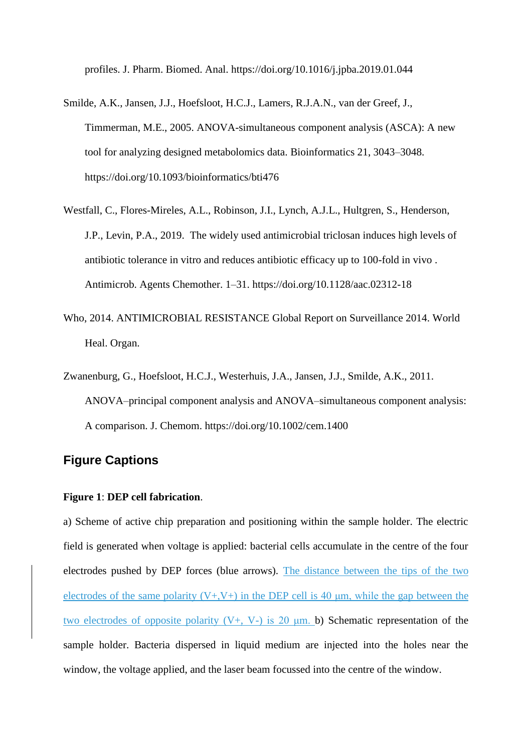profiles. J. Pharm. Biomed. Anal. https://doi.org/10.1016/j.jpba.2019.01.044

Smilde, A.K., Jansen, J.J., Hoefsloot, H.C.J., Lamers, R.J.A.N., van der Greef, J., Timmerman, M.E., 2005. ANOVA-simultaneous component analysis (ASCA): A new tool for analyzing designed metabolomics data. Bioinformatics 21, 3043–3048. https://doi.org/10.1093/bioinformatics/bti476

Westfall, C., Flores-Mireles, A.L., Robinson, J.I., Lynch, A.J.L., Hultgren, S., Henderson, J.P., Levin, P.A., 2019. The widely used antimicrobial triclosan induces high levels of antibiotic tolerance in vitro and reduces antibiotic efficacy up to 100-fold in vivo . Antimicrob. Agents Chemother. 1–31. https://doi.org/10.1128/aac.02312-18

Who, 2014. ANTIMICROBIAL RESISTANCE Global Report on Surveillance 2014. World Heal. Organ.

Zwanenburg, G., Hoefsloot, H.C.J., Westerhuis, J.A., Jansen, J.J., Smilde, A.K., 2011. ANOVA–principal component analysis and ANOVA–simultaneous component analysis: A comparison. J. Chemom. https://doi.org/10.1002/cem.1400

## Figure Captions

**Figure 1**: **DEP cell fabrication**.

a) Scheme of active chip preparation and positioning within the sample holder. The electric field is generated when voltage is applied: bacterial cells accumulate in the centre of the four electrodes pushed by DEP forces (blue arrows). The distance between the tips of the two electrodes of the same polarity (V+,V+) in the DEP cell is 40 µm, while the gap between the two electrodes of opposite polarity (V+, V-) is 20 µm. b) Schematic representation of the sample holder. Bacteria dispersed in liquid medium are injected into the holes near the window, the voltage applied, and the laser beam focussed into the centre of the window.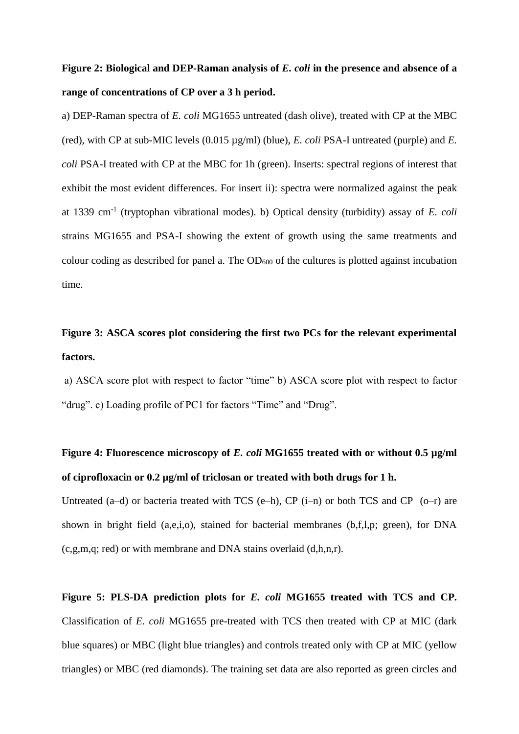**Figure 2: Biological and DEP-Raman analysis of *E. coli* in the presence and absence of a range of concentrations of CP over a 3 h period.**

a) DEP-Raman spectra of *E. coli* MG1655 untreated (dash olive), treated with CP at the MBC (red), with CP at sub-MIC levels (0.015 µg/ml) (blue), *E. coli* PSA-I untreated (purple) and *E. coli* PSA-I treated with CP at the MBC for 1h (green). Inserts: spectral regions of interest that exhibit the most evident differences. For insert ii): spectra were normalized against the peak at 1339 $cm^{-1}$ (tryptophan vibrational modes). b) Optical density (turbidity) assay of *E. coli* strains MG1655 and PSA-I showing the extent of growth using the same treatments and colour coding as described for panel a. The $OD_{600}$ of the cultures is plotted against incubation time.

**Figure 3: ASCA scores plot considering the first two PCs for the relevant experimental factors.**

a) ASCA score plot with respect to factor “time” b) ASCA score plot with respect to factor “drug”. c) Loading profile of PC1 for factors “Time” and “Drug”.

**Figure 4: Fluorescence microscopy of *E. coli* MG1655 treated with or without 0.5 µg/ml of ciprofloxacin or 0.2 µg/ml of triclosan or treated with both drugs for 1 h.**

Untreated (a–d) or bacteria treated with TCS (e–h), CP (i–n) or both TCS and CP (o–r) are shown in bright field (a,e,i,o), stained for bacterial membranes (b,f,l,p; green), for DNA (c,g,m,q; red) or with membrane and DNA stains overlaid (d,h,n,r).

**Figure 5: PLS-DA prediction plots for *E. coli* MG1655 treated with TCS and CP.** Classification of *E. coli* MG1655 pre-treated with TCS then treated with CP at MIC (dark blue squares) or MBC (light blue triangles) and controls treated only with CP at MIC (yellow triangles) or MBC (red diamonds). The training set data are also reported as green circles and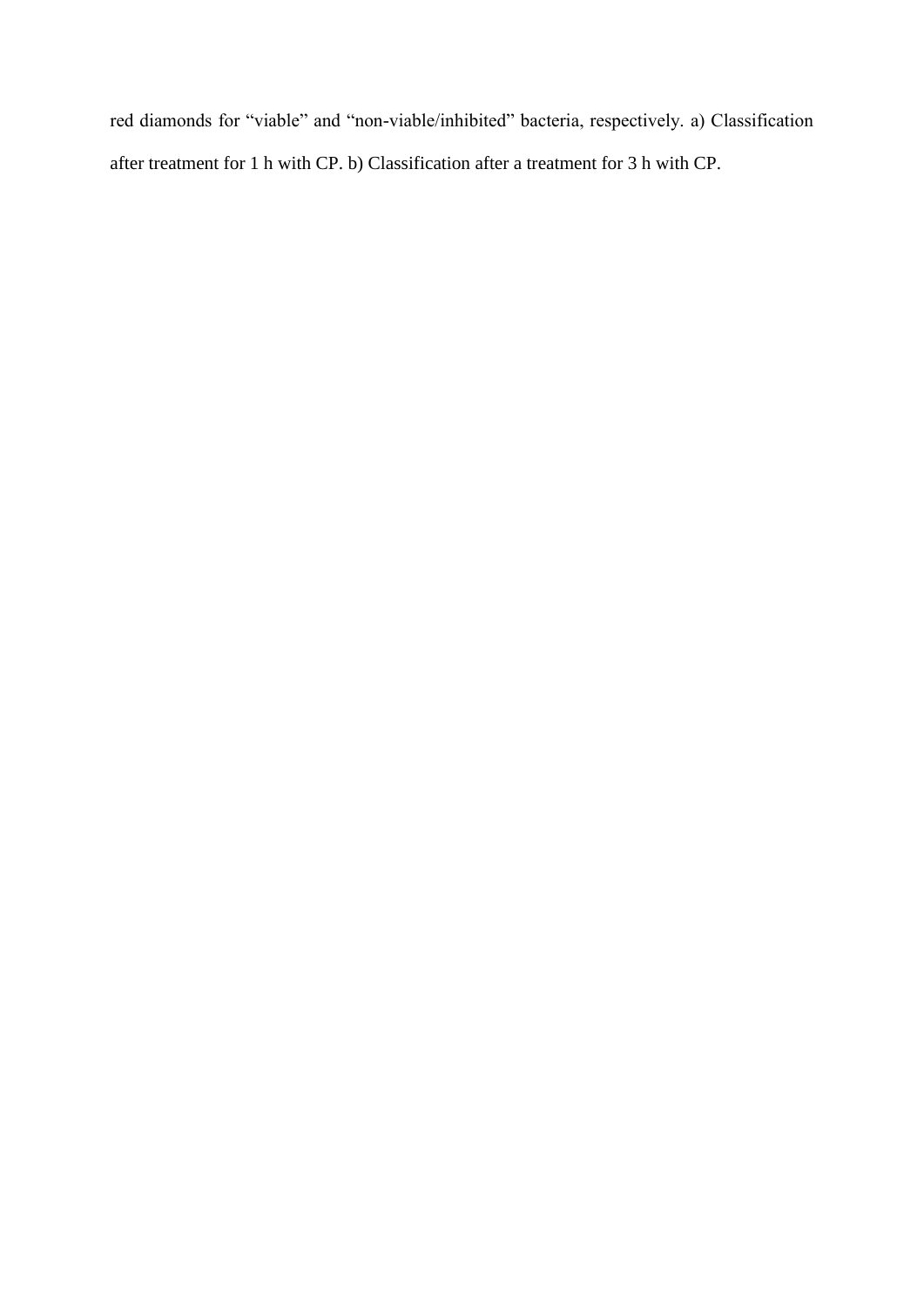red diamonds for “viable” and “non-viable/inhibited” bacteria, respectively. a) Classification after treatment for 1 h with CP. b) Classification after a treatment for 3 h with CP.